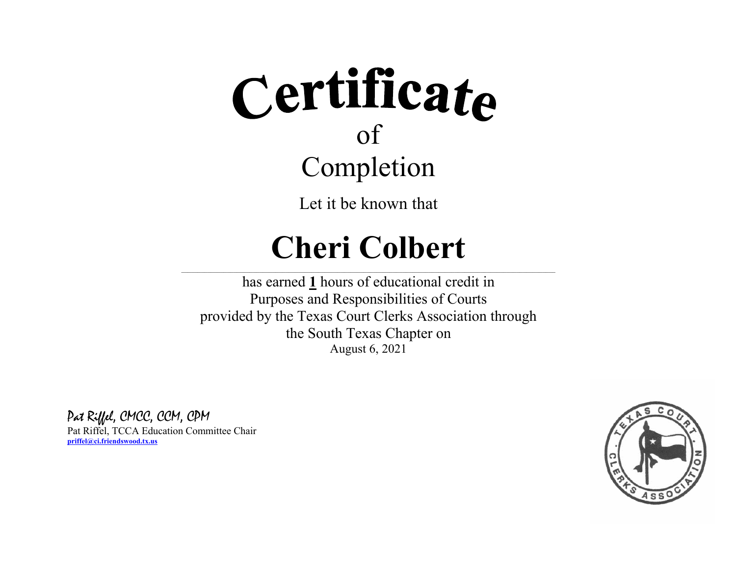# Certificate

of

Completion

Let it be known that

## Cheri Colbert

has earned **1** hours of educational credit in
Purposes and Responsibilities of Courts
provided by the Texas Court Clerks Association through
the South Texas Chapter on
August 6, 2021

*Pat Riffel, CMCC, CCM, CPM*
Pat Riffel, TCCA Education Committee Chair
priffel@ci.friendswood.tx.us

TEXAS COURT CLERKS ASSOCIATION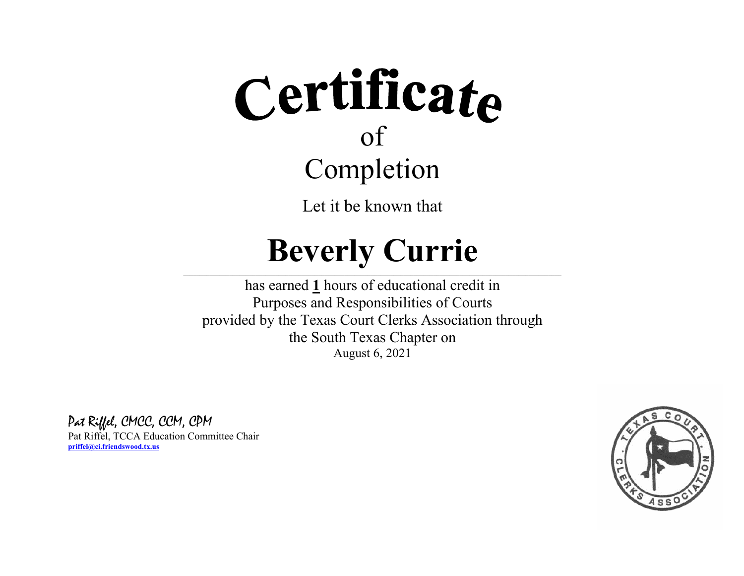# Certificate

of

Completion

Let it be known that

# Beverly Currie

---

has earned **1** hours of educational credit in
Purposes and Responsibilities of Courts
provided by the Texas Court Clerks Association through
the South Texas Chapter on
August 6, 2021

*Pat Riffel, CMCC, CCM, CPM*
Pat Riffel, TCCA Education Committee Chair
**priffel@ci.friendswood.tx.us**

TEXAS COURT CLERKS ASSOCIATION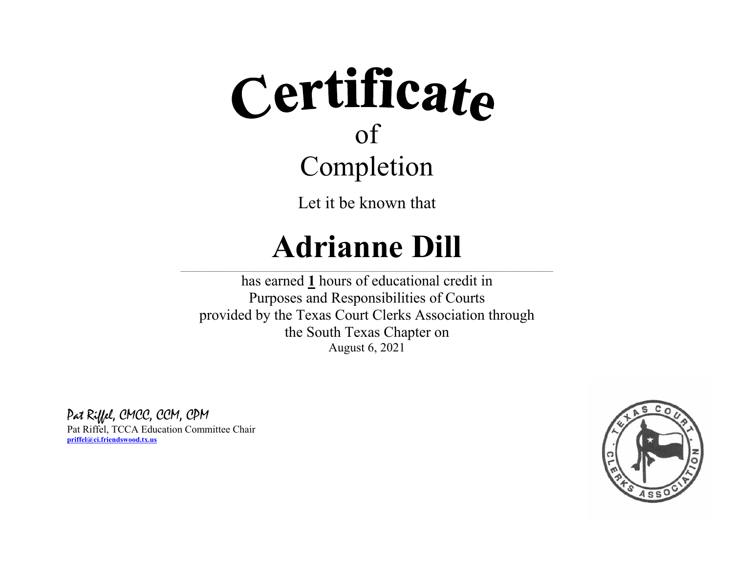# Certificate

of

Completion

Let it be known that

## Adrianne Dill

has earned **1** hours of educational credit in
Purposes and Responsibilities of Courts
provided by the Texas Court Clerks Association through
the South Texas Chapter on
August 6, 2021

*Pat Riffel, CMCC, CCM, CPM*

Pat Riffel, TCCA Education Committee Chair

**priffel@ci.friendswood.tx.us**

TEXAS COURT CLERKS ASSOCIATION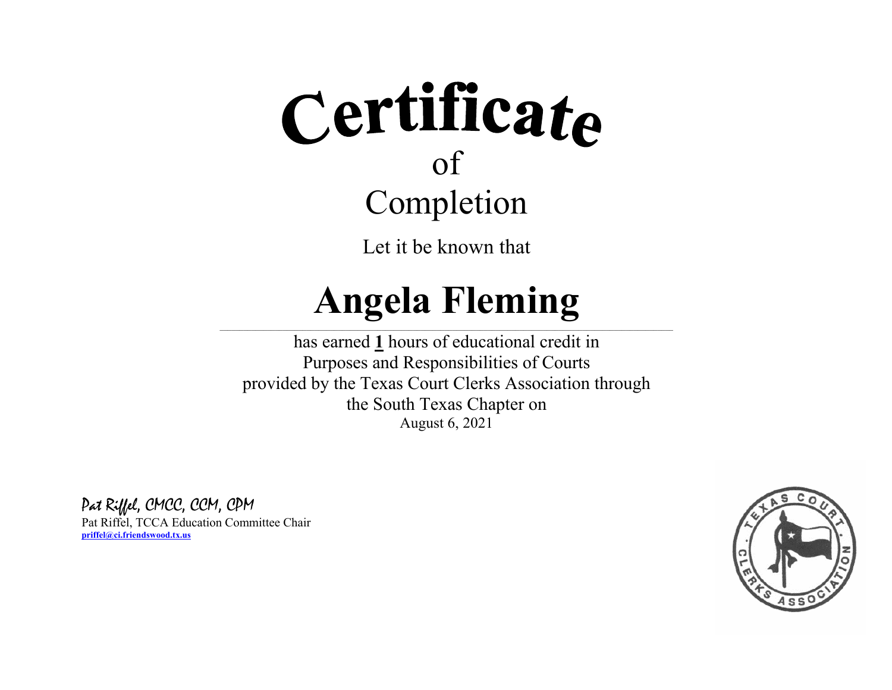# Certificate

of

Completion

Let it be known that

# Angela Fleming

has earned **1** hours of educational credit in
Purposes and Responsibilities of Courts
provided by the Texas Court Clerks Association through
the South Texas Chapter on
August 6, 2021

*Pat Riffel, CMCC, CCM, CPM*
Pat Riffel, TCCA Education Committee Chair
**priffel@ci.friendswood.tx.us**

TEXAS COURT CLERKS ASSOCIATION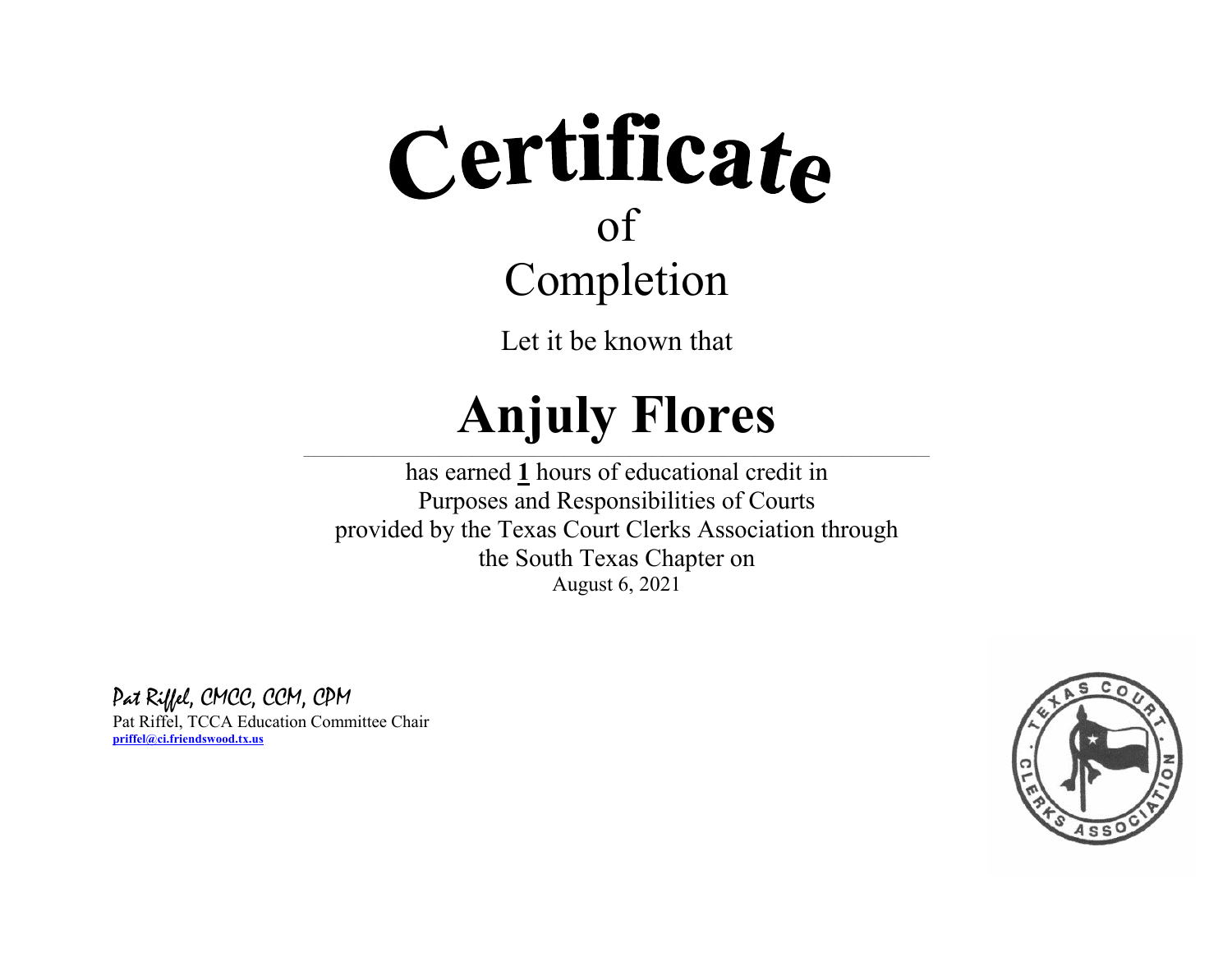# Certificate

of

Completion

Let it be known that

# Anjuly Flores

has earned **1** hours of educational credit in
Purposes and Responsibilities of Courts
provided by the Texas Court Clerks Association through
the South Texas Chapter on
August 6, 2021

*Pat Riffel, CMCC, CCM, CPM*

Pat Riffel, TCCA Education Committee Chair

**priffel@ci.friendswood.tx.us**

TEXAS COURT CLERKS ASSOCIATION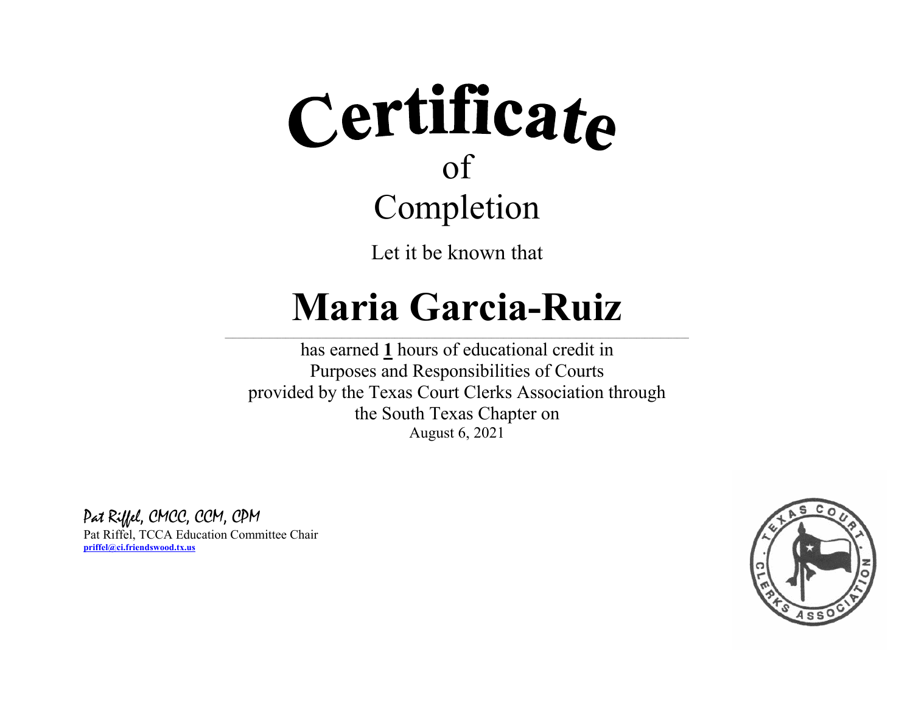# Certificate
## of
## Completion

Let it be known that

# Maria Garcia-Ruiz

has earned **1** hours of educational credit in
Purposes and Responsibilities of Courts
provided by the Texas Court Clerks Association through
the South Texas Chapter on
August 6, 2021

*Pat Riffel, CMCC, CCM, CPM*
Pat Riffel, TCCA Education Committee Chair
**priffel@ci.friendswood.tx.us**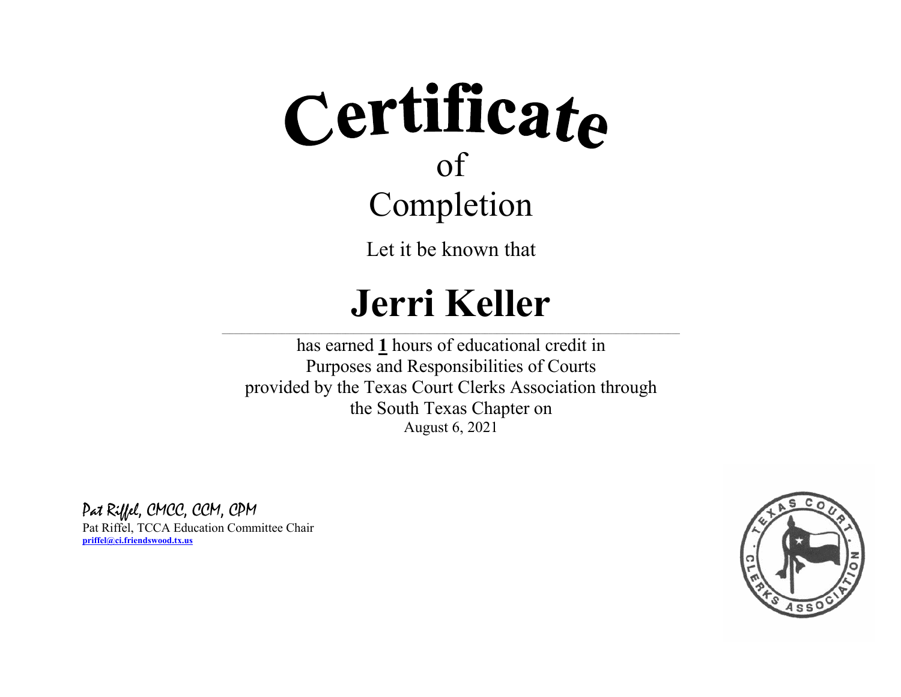# Certificate

of

## Completion

Let it be known that

# Jerri Keller

has earned **1** hours of educational credit in
Purposes and Responsibilities of Courts
provided by the Texas Court Clerks Association through
the South Texas Chapter on
August 6, 2021

*Pat Riffel, CMCC, CCM, CPM*
Pat Riffel, TCCA Education Committee Chair
**priffel@ci.friendswood.tx.us**

TEXAS COURT CLERKS ASSOCIATION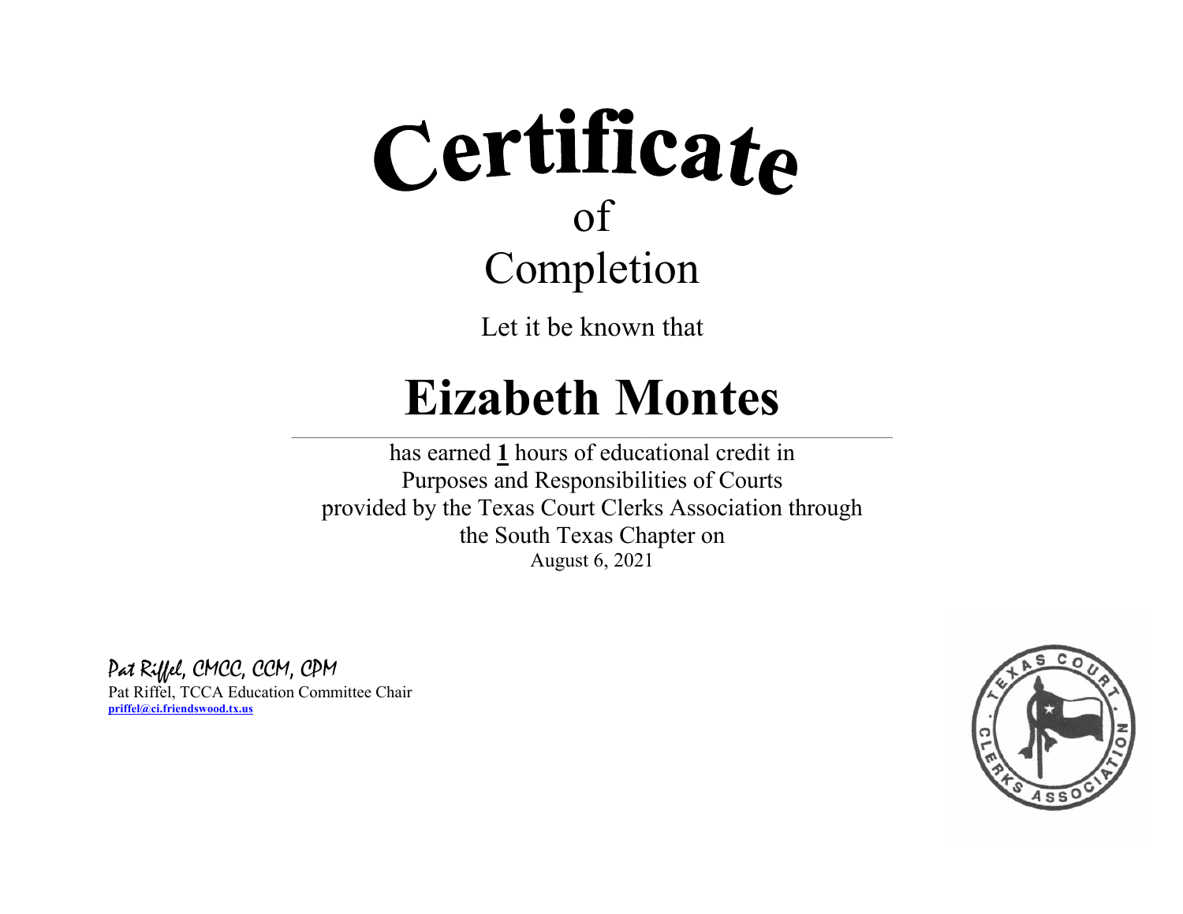# Certificate

of

Completion

Let it be known that

# Eizabeth Montes

has earned **1** hours of educational credit in
Purposes and Responsibilities of Courts
provided by the Texas Court Clerks Association through
the South Texas Chapter on
August 6, 2021

*Pat Riffel, CMCC, CCM, CPM*
Pat Riffel, TCCA Education Committee Chair
**priffel@ci.friendswood.tx.us**

TEXAS COURT CLERKS ASSOCIATION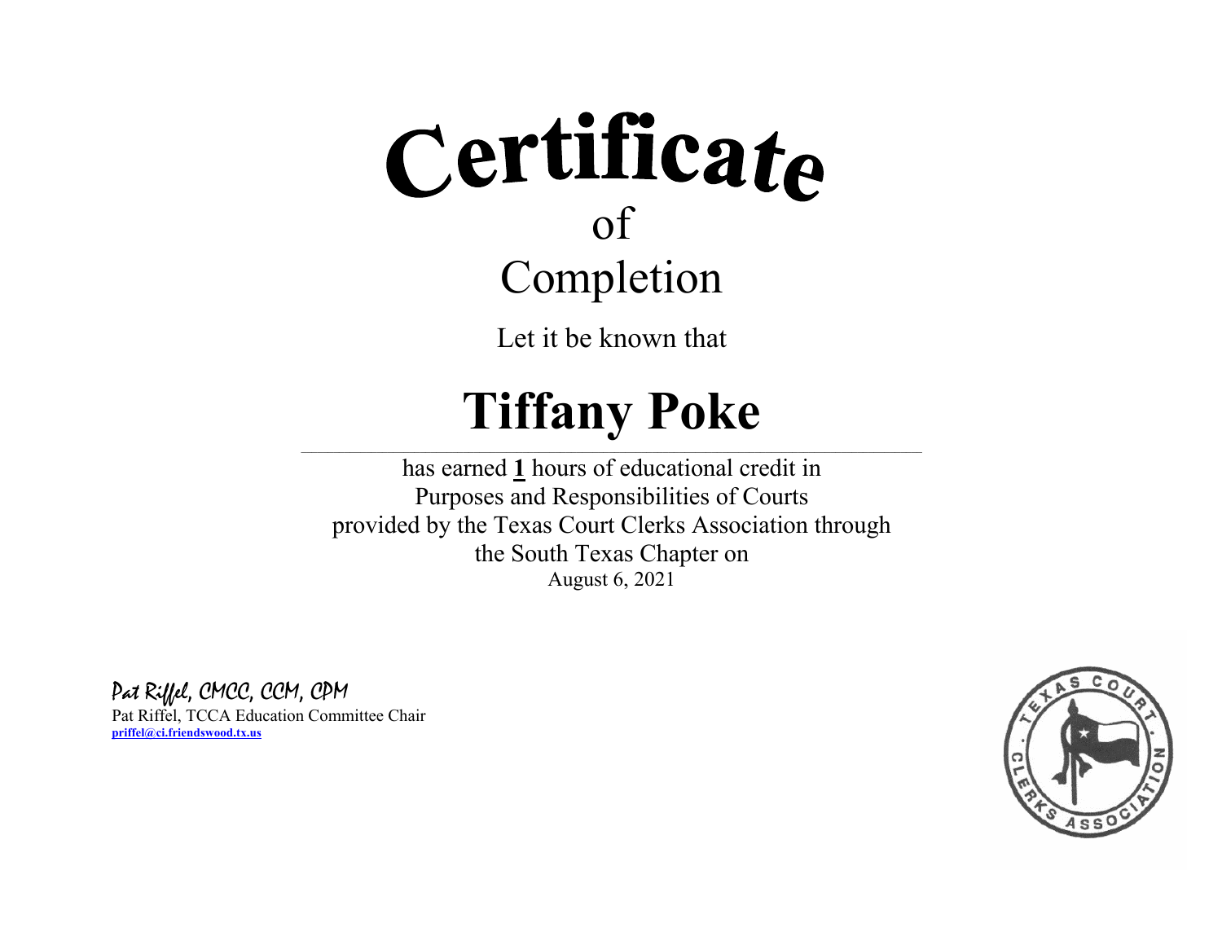# Certificate

of

Completion

Let it be known that

# Tiffany Poke

has earned **1** hours of educational credit in
Purposes and Responsibilities of Courts
provided by the Texas Court Clerks Association through
the South Texas Chapter on
August 6, 2021

Pat Riffel, CMCC, CCM, CPM

Pat Riffel, TCCA Education Committee Chair
priffel@ci.friendswood.tx.us